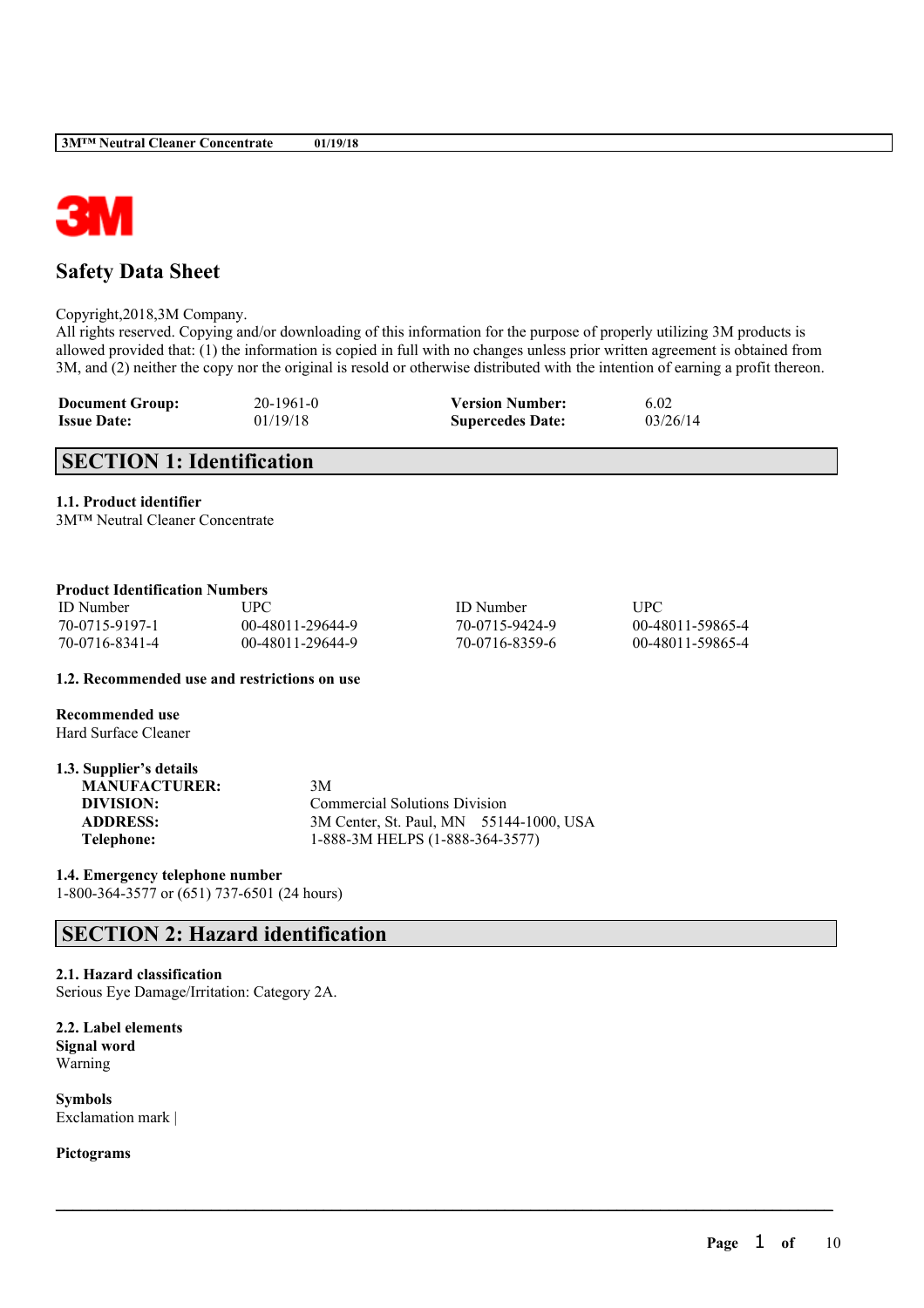# Safety Data Sheet

Copyright,2018,3M Company.
All rights reserved. Copying and/or downloading of this information for the purpose of properly utilizing 3M products is allowed provided that: (1) the information is copied in full with no changes unless prior written agreement is obtained from 3M, and (2) neither the copy nor the original is resold or otherwise distributed with the intention of earning a profit thereon.

| | | | |
|---|---|---|---|
| **Document Group:** | 20-1961-0 | **Version Number:** | 6.02 |
| **Issue Date:** | 01/19/18 | **Supercedes Date:** | 03/26/14 |

## SECTION 1: Identification

**1.1. Product identifier**
3M™ Neutral Cleaner Concentrate

**Product Identification Numbers**

| ID Number | UPC | ID Number | UPC |
|---|---|---|---|
| 70-0715-9197-1 | 00-48011-29644-9 | 70-0715-9424-9 | 00-48011-59865-4 |
| 70-0716-8341-4 | 00-48011-29644-9 | 70-0716-8359-6 | 00-48011-59865-4 |

**1.2. Recommended use and restrictions on use**

**Recommended use**
Hard Surface Cleaner

**1.3. Supplier's details**

| | |
|---|---|
| **MANUFACTURER:** | 3M |
| **DIVISION:** | Commercial Solutions Division |
| **ADDRESS:** | 3M Center, St. Paul, MN 55144-1000, USA |
| **Telephone:** | 1-888-3M HELPS (1-888-364-3577) |

**1.4. Emergency telephone number**
1-800-364-3577 or (651) 737-6501 (24 hours)

## SECTION 2: Hazard identification

**2.1. Hazard classification**
Serious Eye Damage/Irritation: Category 2A.

**2.2. Label elements**
**Signal word**
Warning

**Symbols**
Exclamation mark |

**Pictograms**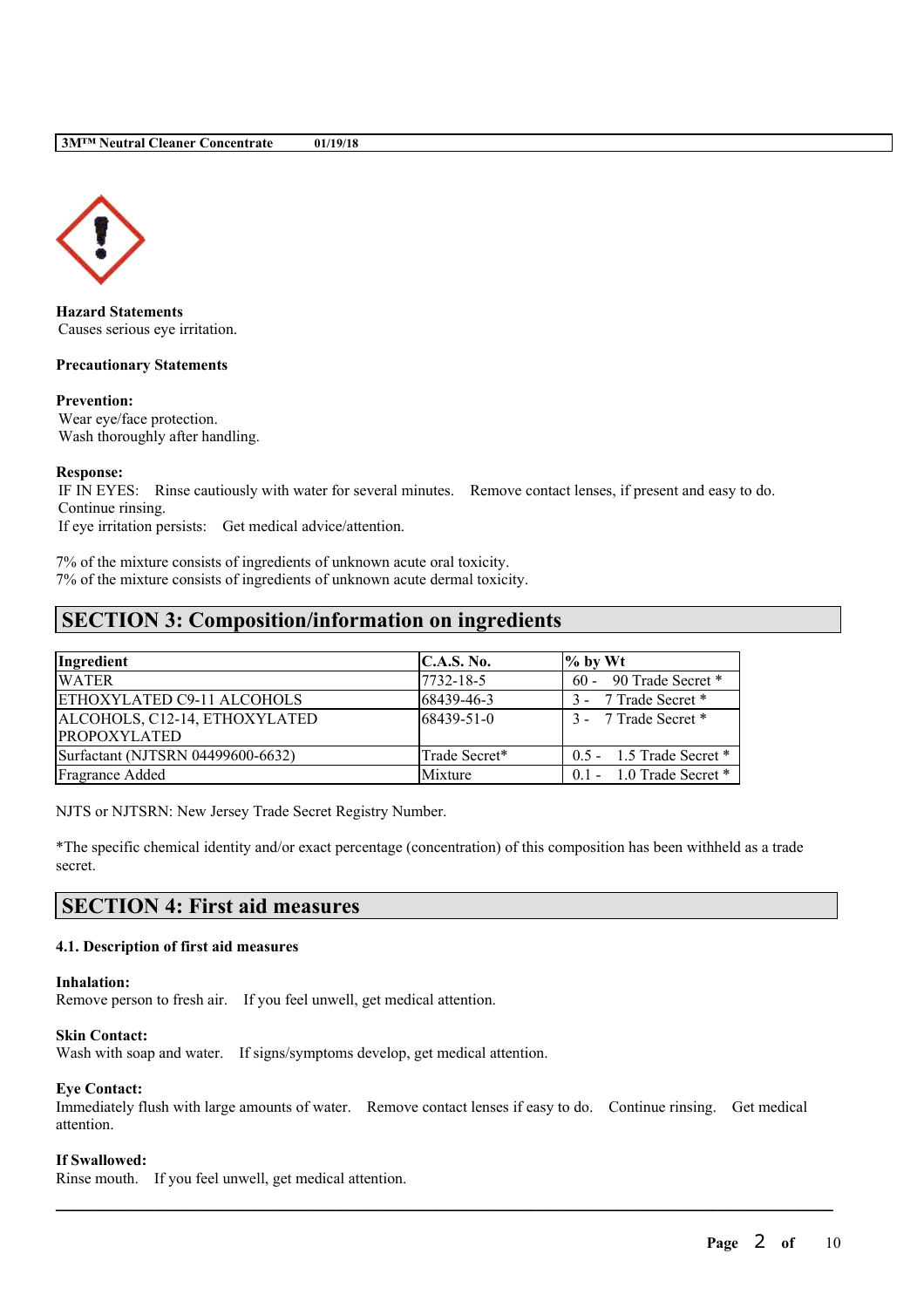**Hazard Statements**
Causes serious eye irritation.

**Precautionary Statements**

**Prevention:**
Wear eye/face protection.
Wash thoroughly after handling.

**Response:**
IF IN EYES: Rinse cautiously with water for several minutes. Remove contact lenses, if present and easy to do. Continue rinsing.
If eye irritation persists: Get medical advice/attention.

7% of the mixture consists of ingredients of unknown acute oral toxicity.
7% of the mixture consists of ingredients of unknown acute dermal toxicity.

## SECTION 3: Composition/information on ingredients

| Ingredient | C.A.S. No. | % by Wt |
|---|---|---|
| WATER | 7732-18-5 | 60 - 90 Trade Secret * |
| ETHOXYLATED C9-11 ALCOHOLS | 68439-46-3 | 3 - 7 Trade Secret * |
| ALCOHOLS, C12-14, ETHOXYLATED PROPOXYLATED | 68439-51-0 | 3 - 7 Trade Secret * |
| Surfactant (NJTSRN 04499600-6632) | Trade Secret* | 0.5 - 1.5 Trade Secret * |
| Fragrance Added | Mixture | 0.1 - 1.0 Trade Secret * |

NJTS or NJTSRN: New Jersey Trade Secret Registry Number.

*The specific chemical identity and/or exact percentage (concentration) of this composition has been withheld as a trade secret.

## SECTION 4: First aid measures

### 4.1. Description of first aid measures

**Inhalation:**
Remove person to fresh air. If you feel unwell, get medical attention.

**Skin Contact:**
Wash with soap and water. If signs/symptoms develop, get medical attention.

**Eye Contact:**
Immediately flush with large amounts of water. Remove contact lenses if easy to do. Continue rinsing. Get medical attention.

**If Swallowed:**
Rinse mouth. If you feel unwell, get medical attention.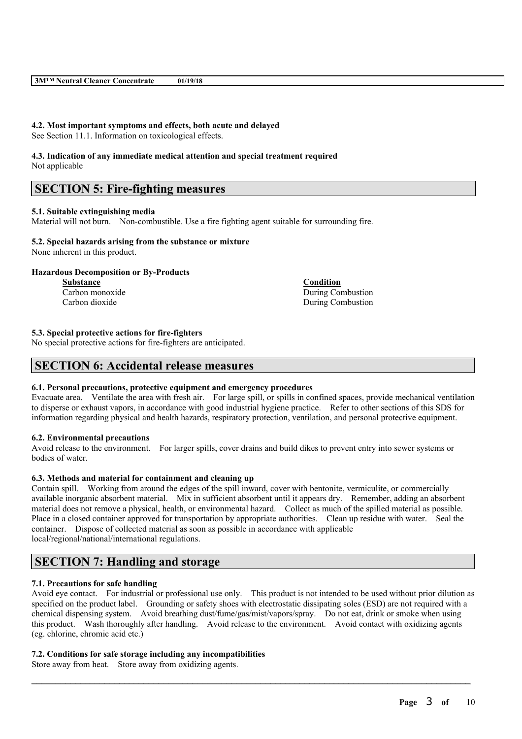#### 4.2. Most important symptoms and effects, both acute and delayed

See Section 11.1. Information on toxicological effects.

#### 4.3. Indication of any immediate medical attention and special treatment required

Not applicable

## SECTION 5: Fire-fighting measures

#### 5.1. Suitable extinguishing media

Material will not burn. Non-combustible. Use a fire fighting agent suitable for surrounding fire.

#### 5.2. Special hazards arising from the substance or mixture

None inherent in this product.

**Hazardous Decomposition or By-Products**

| Substance | Condition |
|---|---|
| Carbon monoxide | During Combustion |
| Carbon dioxide | During Combustion |

#### 5.3. Special protective actions for fire-fighters

No special protective actions for fire-fighters are anticipated.

## SECTION 6: Accidental release measures

#### 6.1. Personal precautions, protective equipment and emergency procedures

Evacuate area. Ventilate the area with fresh air. For large spill, or spills in confined spaces, provide mechanical ventilation to disperse or exhaust vapors, in accordance with good industrial hygiene practice. Refer to other sections of this SDS for information regarding physical and health hazards, respiratory protection, ventilation, and personal protective equipment.

#### 6.2. Environmental precautions

Avoid release to the environment. For larger spills, cover drains and build dikes to prevent entry into sewer systems or bodies of water.

#### 6.3. Methods and material for containment and cleaning up

Contain spill. Working from around the edges of the spill inward, cover with bentonite, vermiculite, or commercially available inorganic absorbent material. Mix in sufficient absorbent until it appears dry. Remember, adding an absorbent material does not remove a physical, health, or environmental hazard. Collect as much of the spilled material as possible. Place in a closed container approved for transportation by appropriate authorities. Clean up residue with water. Seal the container. Dispose of collected material as soon as possible in accordance with applicable local/regional/national/international regulations.

## SECTION 7: Handling and storage

#### 7.1. Precautions for safe handling

Avoid eye contact. For industrial or professional use only. This product is not intended to be used without prior dilution as specified on the product label. Grounding or safety shoes with electrostatic dissipating soles (ESD) are not required with a chemical dispensing system. Avoid breathing dust/fume/gas/mist/vapors/spray. Do not eat, drink or smoke when using this product. Wash thoroughly after handling. Avoid release to the environment. Avoid contact with oxidizing agents (eg. chlorine, chromic acid etc.)

#### 7.2. Conditions for safe storage including any incompatibilities

Store away from heat. Store away from oxidizing agents.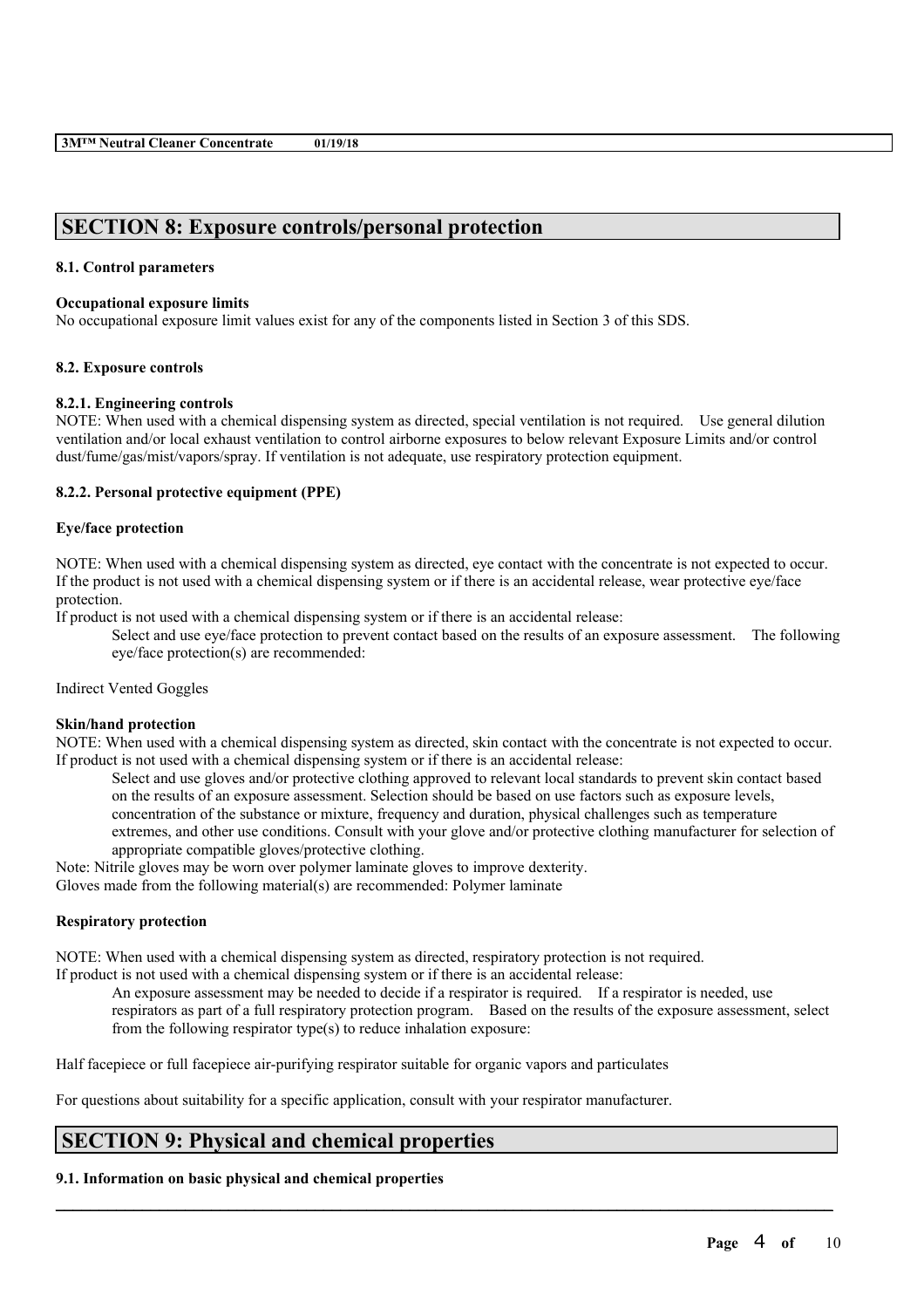## SECTION 8: Exposure controls/personal protection

### 8.1. Control parameters

**Occupational exposure limits**

No occupational exposure limit values exist for any of the components listed in Section 3 of this SDS.

### 8.2. Exposure controls

**8.2.1. Engineering controls**

NOTE: When used with a chemical dispensing system as directed, special ventilation is not required. Use general dilution ventilation and/or local exhaust ventilation to control airborne exposures to below relevant Exposure Limits and/or control dust/fume/gas/mist/vapors/spray. If ventilation is not adequate, use respiratory protection equipment.

**8.2.2. Personal protective equipment (PPE)**

**Eye/face protection**

NOTE: When used with a chemical dispensing system as directed, eye contact with the concentrate is not expected to occur. If the product is not used with a chemical dispensing system or if there is an accidental release, wear protective eye/face protection.

If product is not used with a chemical dispensing system or if there is an accidental release:

Select and use eye/face protection to prevent contact based on the results of an exposure assessment. The following eye/face protection(s) are recommended:

Indirect Vented Goggles

**Skin/hand protection**

NOTE: When used with a chemical dispensing system as directed, skin contact with the concentrate is not expected to occur.
If product is not used with a chemical dispensing system or if there is an accidental release:

Select and use gloves and/or protective clothing approved to relevant local standards to prevent skin contact based on the results of an exposure assessment. Selection should be based on use factors such as exposure levels, concentration of the substance or mixture, frequency and duration, physical challenges such as temperature extremes, and other use conditions. Consult with your glove and/or protective clothing manufacturer for selection of appropriate compatible gloves/protective clothing.

Note: Nitrile gloves may be worn over polymer laminate gloves to improve dexterity.
Gloves made from the following material(s) are recommended: Polymer laminate

**Respiratory protection**

NOTE: When used with a chemical dispensing system as directed, respiratory protection is not required.
If product is not used with a chemical dispensing system or if there is an accidental release:

An exposure assessment may be needed to decide if a respirator is required. If a respirator is needed, use respirators as part of a full respiratory protection program. Based on the results of the exposure assessment, select from the following respirator type(s) to reduce inhalation exposure:

Half facepiece or full facepiece air-purifying respirator suitable for organic vapors and particulates

For questions about suitability for a specific application, consult with your respirator manufacturer.

## SECTION 9: Physical and chemical properties

### 9.1. Information on basic physical and chemical properties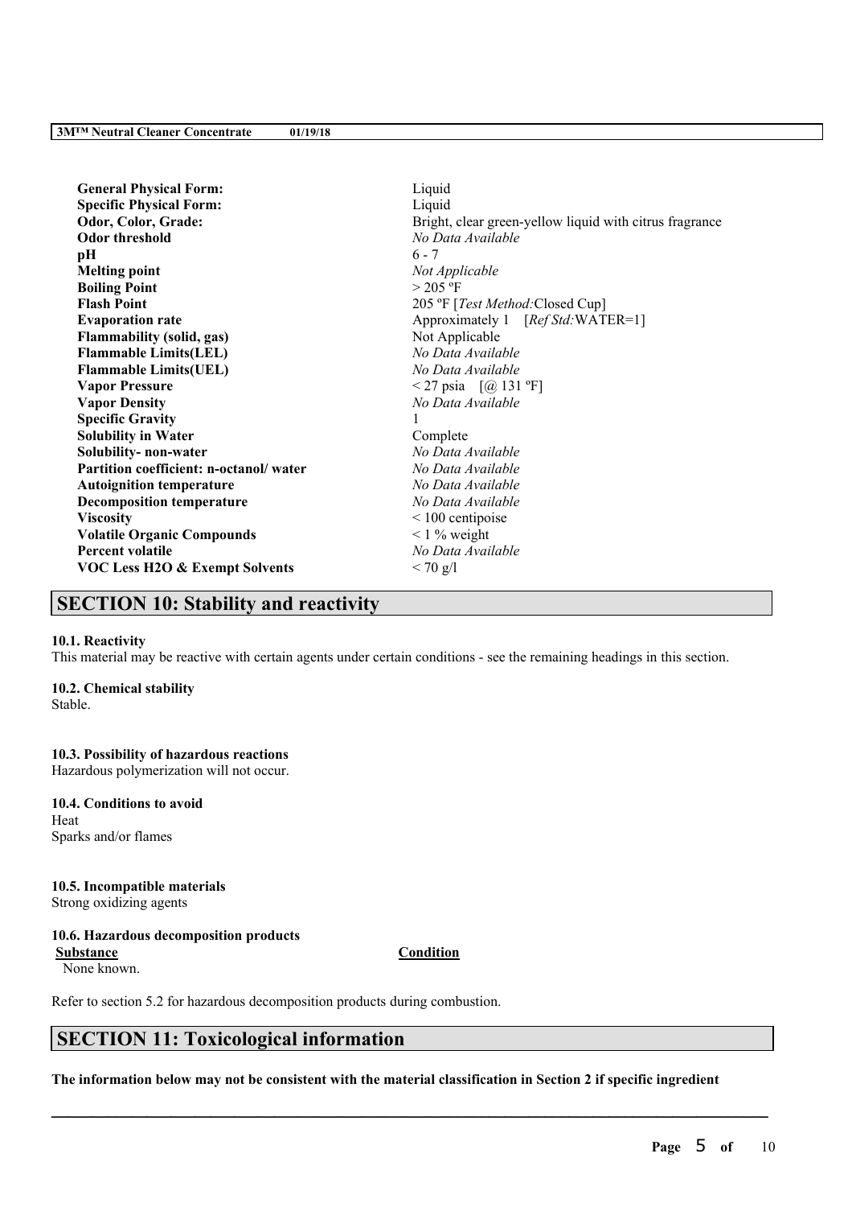| Property | Value |
| --- | --- |
| **General Physical Form:** | Liquid |
| **Specific Physical Form:** | Liquid |
| **Odor, Color, Grade:** | Bright, clear green-yellow liquid with citrus fragrance |
| **Odor threshold** | *No Data Available* |
| **pH** | 6 - 7 |
| **Melting point** | *Not Applicable* |
| **Boiling Point** | > 205 ºF |
| **Flash Point** | 205 ºF [*Test Method:*Closed Cup] |
| **Evaporation rate** | Approximately 1 [*Ref Std:*WATER=1] |
| **Flammability (solid, gas)** | Not Applicable |
| **Flammable Limits(LEL)** | *No Data Available* |
| **Flammable Limits(UEL)** | *No Data Available* |
| **Vapor Pressure** | < 27 psia [@ 131 ºF] |
| **Vapor Density** | *No Data Available* |
| **Specific Gravity** | 1 |
| **Solubility in Water** | Complete |
| **Solubility- non-water** | *No Data Available* |
| **Partition coefficient: n-octanol/ water** | *No Data Available* |
| **Autoignition temperature** | *No Data Available* |
| **Decomposition temperature** | *No Data Available* |
| **Viscosity** | < 100 centipoise |
| **Volatile Organic Compounds** | < 1 % weight |
| **Percent volatile** | *No Data Available* |
| **VOC Less H2O & Exempt Solvents** | < 70 g/l |

## SECTION 10: Stability and reactivity

**10.1. Reactivity**

This material may be reactive with certain agents under certain conditions - see the remaining headings in this section.

**10.2. Chemical stability**

Stable.

**10.3. Possibility of hazardous reactions**

Hazardous polymerization will not occur.

**10.4. Conditions to avoid**

Heat

Sparks and/or flames

**10.5. Incompatible materials**

Strong oxidizing agents

**10.6. Hazardous decomposition products**

| Substance | Condition |
| --- | --- |
| None known. | |

Refer to section 5.2 for hazardous decomposition products during combustion.

## SECTION 11: Toxicological information

**The information below may not be consistent with the material classification in Section 2 if specific ingredient**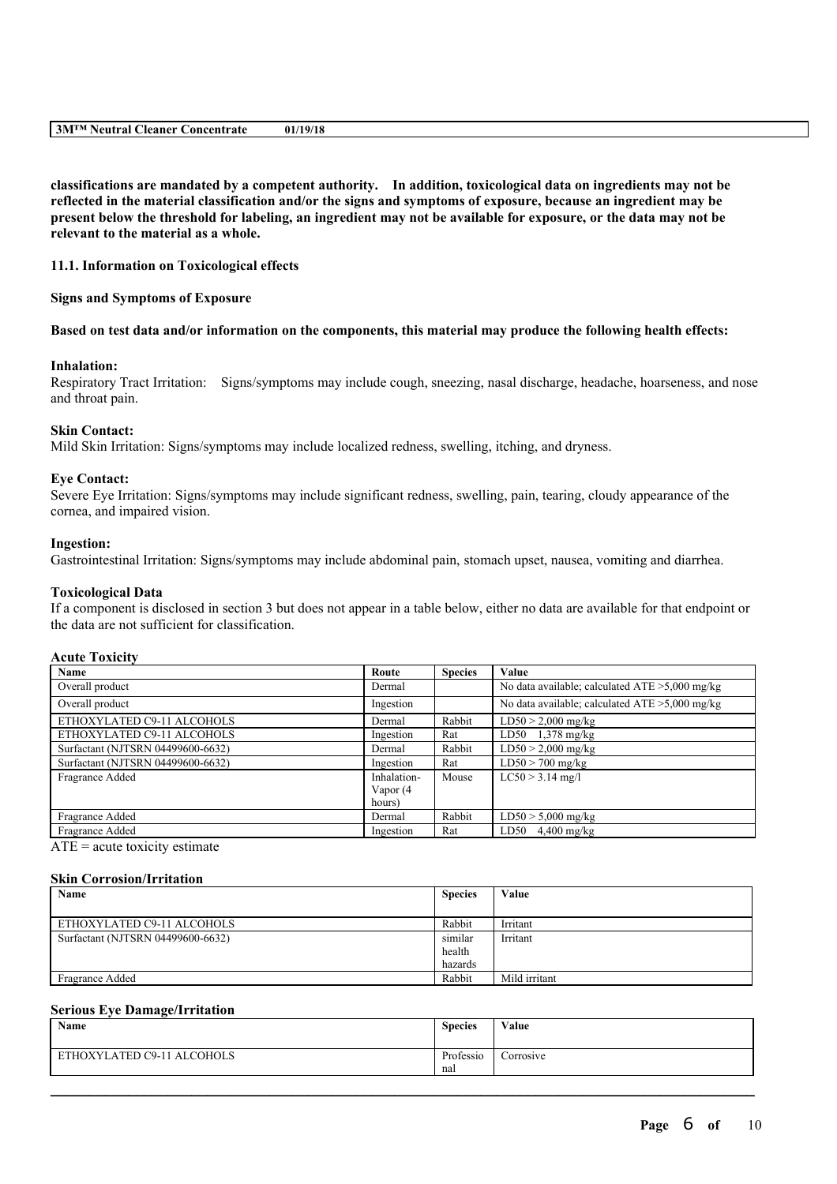**classifications are mandated by a competent authority. In addition, toxicological data on ingredients may not be reflected in the material classification and/or the signs and symptoms of exposure, because an ingredient may be present below the threshold for labeling, an ingredient may not be available for exposure, or the data may not be relevant to the material as a whole.**

### 11.1. Information on Toxicological effects

**Signs and Symptoms of Exposure**

**Based on test data and/or information on the components, this material may produce the following health effects:**

**Inhalation:**
Respiratory Tract Irritation: Signs/symptoms may include cough, sneezing, nasal discharge, headache, hoarseness, and nose and throat pain.

**Skin Contact:**
Mild Skin Irritation: Signs/symptoms may include localized redness, swelling, itching, and dryness.

**Eye Contact:**
Severe Eye Irritation: Signs/symptoms may include significant redness, swelling, pain, tearing, cloudy appearance of the cornea, and impaired vision.

**Ingestion:**
Gastrointestinal Irritation: Signs/symptoms may include abdominal pain, stomach upset, nausea, vomiting and diarrhea.

**Toxicological Data**
If a component is disclosed in section 3 but does not appear in a table below, either no data are available for that endpoint or the data are not sufficient for classification.

**Acute Toxicity**

| Name | Route | Species | Value |
|---|---|---|---|
| Overall product | Dermal | | No data available; calculated ATE >5,000 mg/kg |
| Overall product | Ingestion | | No data available; calculated ATE >5,000 mg/kg |
| ETHOXYLATED C9-11 ALCOHOLS | Dermal | Rabbit | LD50 > 2,000 mg/kg |
| ETHOXYLATED C9-11 ALCOHOLS | Ingestion | Rat | LD50 1,378 mg/kg |
| Surfactant (NJTSRN 04499600-6632) | Dermal | Rabbit | LD50 > 2,000 mg/kg |
| Surfactant (NJTSRN 04499600-6632) | Ingestion | Rat | LD50 > 700 mg/kg |
| Fragrance Added | Inhalation-Vapor (4 hours) | Mouse | LC50 > 3.14 mg/l |
| Fragrance Added | Dermal | Rabbit | LD50 > 5,000 mg/kg |
| Fragrance Added | Ingestion | Rat | LD50 4,400 mg/kg |

ATE = acute toxicity estimate

**Skin Corrosion/Irritation**

| Name | Species | Value |
|---|---|---|
| ETHOXYLATED C9-11 ALCOHOLS | Rabbit | Irritant |
| Surfactant (NJTSRN 04499600-6632) | similar health hazards | Irritant |
| Fragrance Added | Rabbit | Mild irritant |

**Serious Eye Damage/Irritation**

| Name | Species | Value |
|---|---|---|
| ETHOXYLATED C9-11 ALCOHOLS | Professional | Corrosive |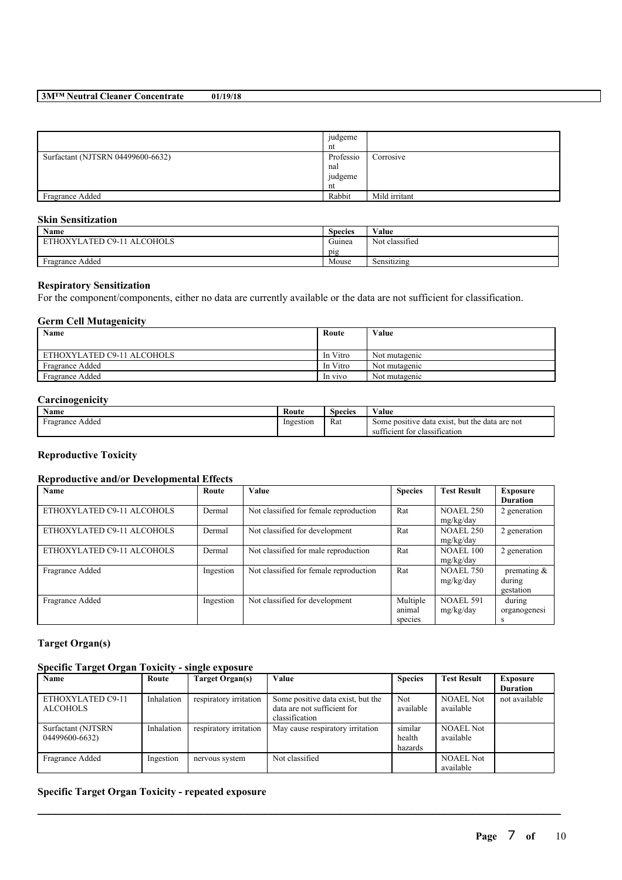| | judgement | |
|---|---|---|
| Surfactant (NJTSRN 04499600-6632) | Professional judgement | Corrosive |
| Fragrance Added | Rabbit | Mild irritant |

### Skin Sensitization

| Name | Species | Value |
|---|---|---|
| ETHOXYLATED C9-11 ALCOHOLS | Guinea pig | Not classified |
| Fragrance Added | Mouse | Sensitizing |

### Respiratory Sensitization

For the component/components, either no data are currently available or the data are not sufficient for classification.

### Germ Cell Mutagenicity

| Name | Route | Value |
|---|---|---|
| ETHOXYLATED C9-11 ALCOHOLS | In Vitro | Not mutagenic |
| Fragrance Added | In Vitro | Not mutagenic |
| Fragrance Added | In vivo | Not mutagenic |

### Carcinogenicity

| Name | Route | Species | Value |
|---|---|---|---|
| Fragrance Added | Ingestion | Rat | Some positive data exist, but the data are not sufficient for classification |

### Reproductive Toxicity

#### Reproductive and/or Developmental Effects

| Name | Route | Value | Species | Test Result | Exposure Duration |
|---|---|---|---|---|---|
| ETHOXYLATED C9-11 ALCOHOLS | Dermal | Not classified for female reproduction | Rat | NOAEL 250 mg/kg/day | 2 generation |
| ETHOXYLATED C9-11 ALCOHOLS | Dermal | Not classified for development | Rat | NOAEL 250 mg/kg/day | 2 generation |
| ETHOXYLATED C9-11 ALCOHOLS | Dermal | Not classified for male reproduction | Rat | NOAEL 100 mg/kg/day | 2 generation |
| Fragrance Added | Ingestion | Not classified for female reproduction | Rat | NOAEL 750 mg/kg/day | premating & during gestation |
| Fragrance Added | Ingestion | Not classified for development | Multiple animal species | NOAEL 591 mg/kg/day | during organogenesis |

### Target Organ(s)

#### Specific Target Organ Toxicity - single exposure

| Name | Route | Target Organ(s) | Value | Species | Test Result | Exposure Duration |
|---|---|---|---|---|---|---|
| ETHOXYLATED C9-11 ALCOHOLS | Inhalation | respiratory irritation | Some positive data exist, but the data are not sufficient for classification | Not available | NOAEL Not available | not available |
| Surfactant (NJTSRN 04499600-6632) | Inhalation | respiratory irritation | May cause respiratory irritation | similar health hazards | NOAEL Not available | |
| Fragrance Added | Ingestion | nervous system | Not classified | | NOAEL Not available | |

#### Specific Target Organ Toxicity - repeated exposure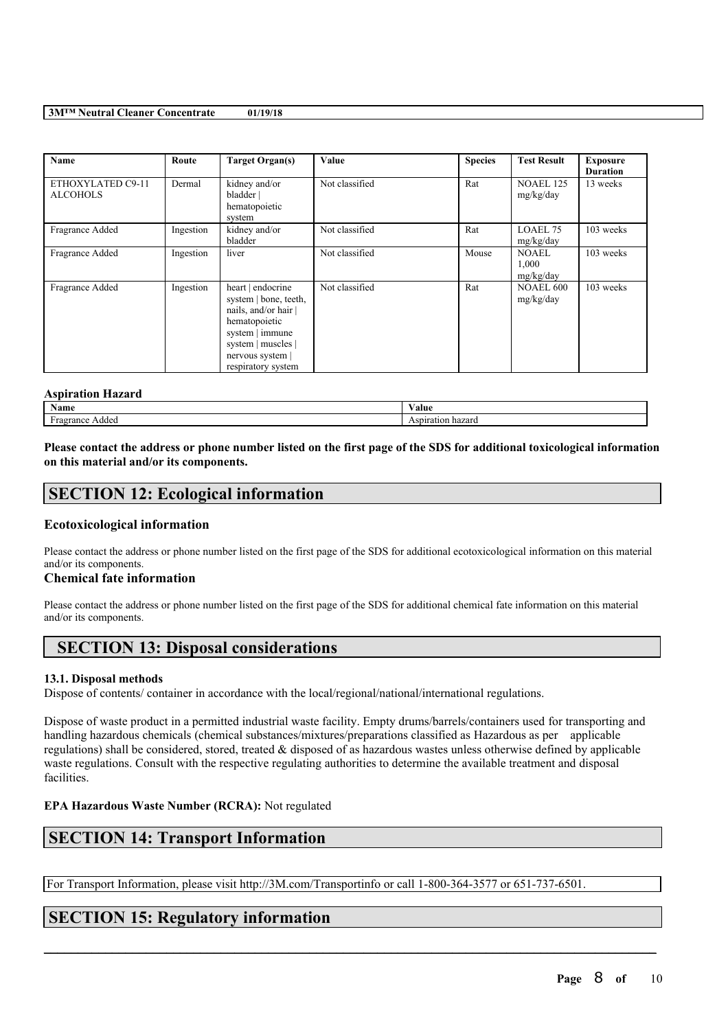| Name | Route | Target Organ(s) | Value | Species | Test Result | Exposure Duration |
| --- | --- | --- | --- | --- | --- | --- |
| ETHOXYLATED C9-11 ALCOHOLS | Dermal | kidney and/or bladder \| hematopoietic system | Not classified | Rat | NOAEL 125 mg/kg/day | 13 weeks |
| Fragrance Added | Ingestion | kidney and/or bladder | Not classified | Rat | LOAEL 75 mg/kg/day | 103 weeks |
| Fragrance Added | Ingestion | liver | Not classified | Mouse | NOAEL 1,000 mg/kg/day | 103 weeks |
| Fragrance Added | Ingestion | heart \| endocrine system \| bone, teeth, nails, and/or hair \| hematopoietic system \| immune system \| muscles \| nervous system \| respiratory system | Not classified | Rat | NOAEL 600 mg/kg/day | 103 weeks |

**Aspiration Hazard**

| Name | Value |
| --- | --- |
| Fragrance Added | Aspiration hazard |

**Please contact the address or phone number listed on the first page of the SDS for additional toxicological information on this material and/or its components.**

## SECTION 12: Ecological information

### Ecotoxicological information

Please contact the address or phone number listed on the first page of the SDS for additional ecotoxicological information on this material and/or its components.

### Chemical fate information

Please contact the address or phone number listed on the first page of the SDS for additional chemical fate information on this material and/or its components.

## SECTION 13: Disposal considerations

**13.1. Disposal methods**

Dispose of contents/ container in accordance with the local/regional/national/international regulations.

Dispose of waste product in a permitted industrial waste facility. Empty drums/barrels/containers used for transporting and handling hazardous chemicals (chemical substances/mixtures/preparations classified as Hazardous as per applicable regulations) shall be considered, stored, treated & disposed of as hazardous wastes unless otherwise defined by applicable waste regulations. Consult with the respective regulating authorities to determine the available treatment and disposal facilities.

**EPA Hazardous Waste Number (RCRA):** Not regulated

## SECTION 14: Transport Information

For Transport Information, please visit http://3M.com/Transportinfo or call 1-800-364-3577 or 651-737-6501.

## SECTION 15: Regulatory information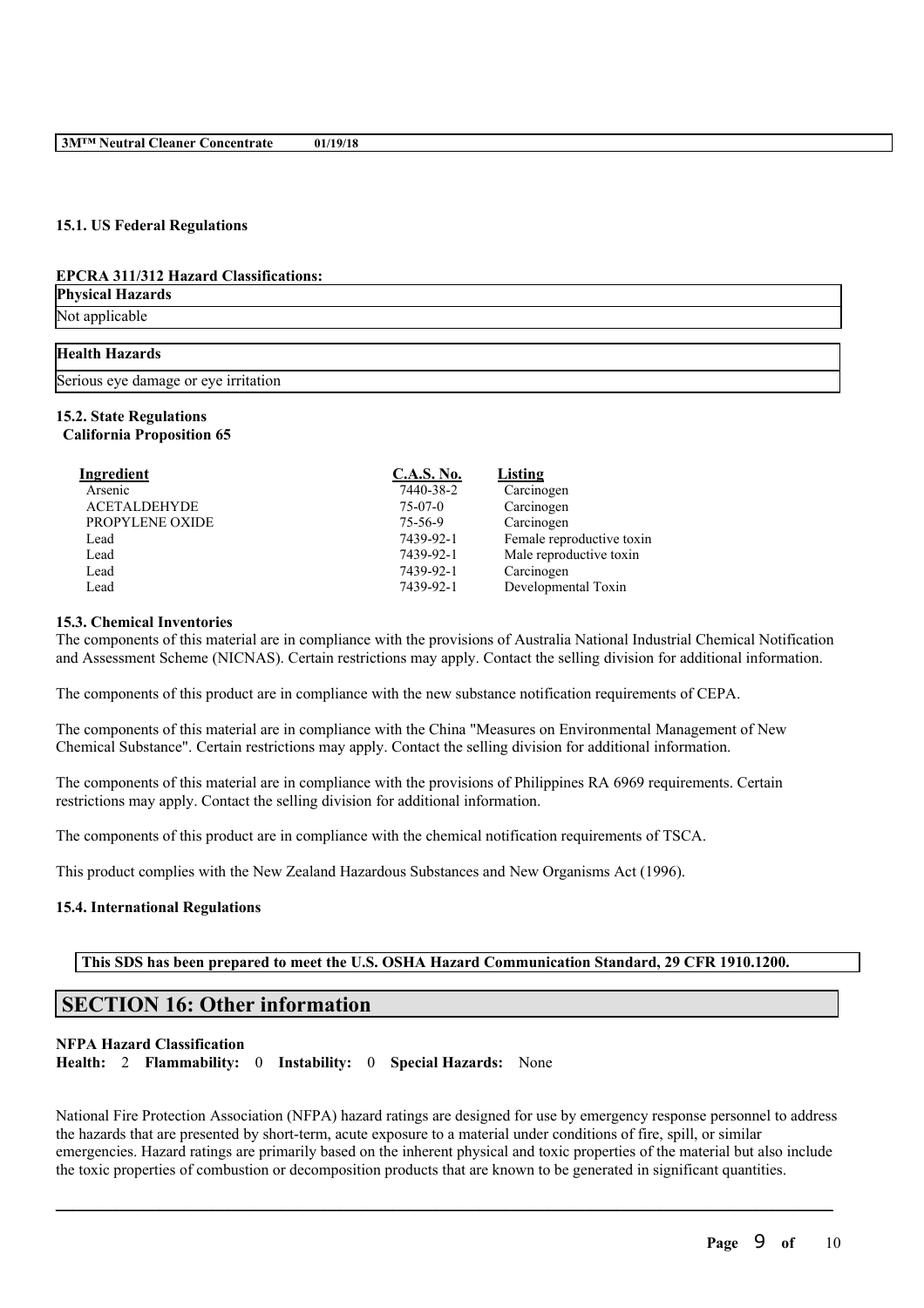### 15.1. US Federal Regulations

**EPCRA 311/312 Hazard Classifications:**

| **Physical Hazards** |
| --- |
| Not applicable |

| **Health Hazards** |
| --- |
| Serious eye damage or eye irritation |

### 15.2. State Regulations

**California Proposition 65**

| Ingredient | C.A.S. No. | Listing |
| --- | --- | --- |
| Arsenic | 7440-38-2 | Carcinogen |
| ACETALDEHYDE | 75-07-0 | Carcinogen |
| PROPYLENE OXIDE | 75-56-9 | Carcinogen |
| Lead | 7439-92-1 | Female reproductive toxin |
| Lead | 7439-92-1 | Male reproductive toxin |
| Lead | 7439-92-1 | Carcinogen |
| Lead | 7439-92-1 | Developmental Toxin |

### 15.3. Chemical Inventories

The components of this material are in compliance with the provisions of Australia National Industrial Chemical Notification and Assessment Scheme (NICNAS). Certain restrictions may apply. Contact the selling division for additional information.

The components of this product are in compliance with the new substance notification requirements of CEPA.

The components of this material are in compliance with the China "Measures on Environmental Management of New Chemical Substance". Certain restrictions may apply. Contact the selling division for additional information.

The components of this material are in compliance with the provisions of Philippines RA 6969 requirements. Certain restrictions may apply. Contact the selling division for additional information.

The components of this product are in compliance with the chemical notification requirements of TSCA.

This product complies with the New Zealand Hazardous Substances and New Organisms Act (1996).

### 15.4. International Regulations

**This SDS has been prepared to meet the U.S. OSHA Hazard Communication Standard, 29 CFR 1910.1200.**

## SECTION 16: Other information

**NFPA Hazard Classification**

**Health:** 2 **Flammability:** 0 **Instability:** 0 **Special Hazards:** None

National Fire Protection Association (NFPA) hazard ratings are designed for use by emergency response personnel to address the hazards that are presented by short-term, acute exposure to a material under conditions of fire, spill, or similar emergencies. Hazard ratings are primarily based on the inherent physical and toxic properties of the material but also include the toxic properties of combustion or decomposition products that are known to be generated in significant quantities.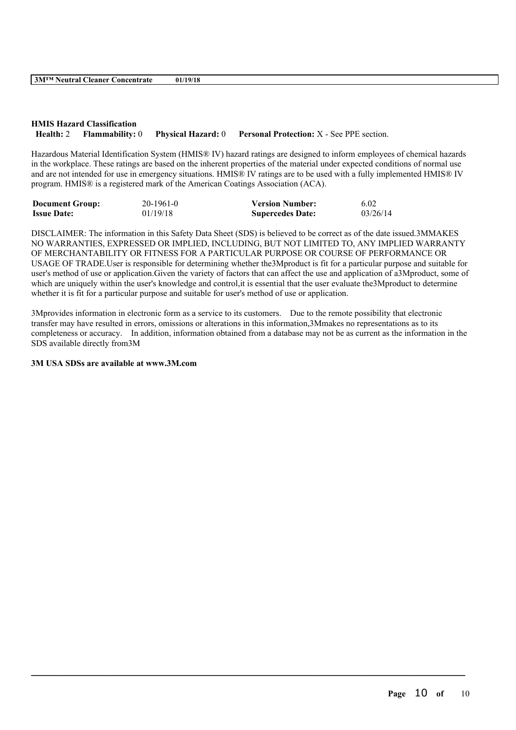**HMIS Hazard Classification**

**Health:** 2 **Flammability:** 0 **Physical Hazard:** 0 **Personal Protection:** X - See PPE section.

Hazardous Material Identification System (HMIS® IV) hazard ratings are designed to inform employees of chemical hazards in the workplace. These ratings are based on the inherent properties of the material under expected conditions of normal use and are not intended for use in emergency situations. HMIS® IV ratings are to be used with a fully implemented HMIS® IV program. HMIS® is a registered mark of the American Coatings Association (ACA).

| | | | |
|---|---|---|---|
| **Document Group:** | 20-1961-0 | **Version Number:** | 6.02 |
| **Issue Date:** | 01/19/18 | **Supercedes Date:** | 03/26/14 |

DISCLAIMER: The information in this Safety Data Sheet (SDS) is believed to be correct as of the date issued.3MMAKES NO WARRANTIES, EXPRESSED OR IMPLIED, INCLUDING, BUT NOT LIMITED TO, ANY IMPLIED WARRANTY OF MERCHANTABILITY OR FITNESS FOR A PARTICULAR PURPOSE OR COURSE OF PERFORMANCE OR USAGE OF TRADE.User is responsible for determining whether the3Mproduct is fit for a particular purpose and suitable for user's method of use or application.Given the variety of factors that can affect the use and application of a3Mproduct, some of which are uniquely within the user's knowledge and control,it is essential that the user evaluate the3Mproduct to determine whether it is fit for a particular purpose and suitable for user's method of use or application.

3Mprovides information in electronic form as a service to its customers. Due to the remote possibility that electronic transfer may have resulted in errors, omissions or alterations in this information,3Mmakes no representations as to its completeness or accuracy. In addition, information obtained from a database may not be as current as the information in the SDS available directly from3M

**3M USA SDSs are available at www.3M.com**